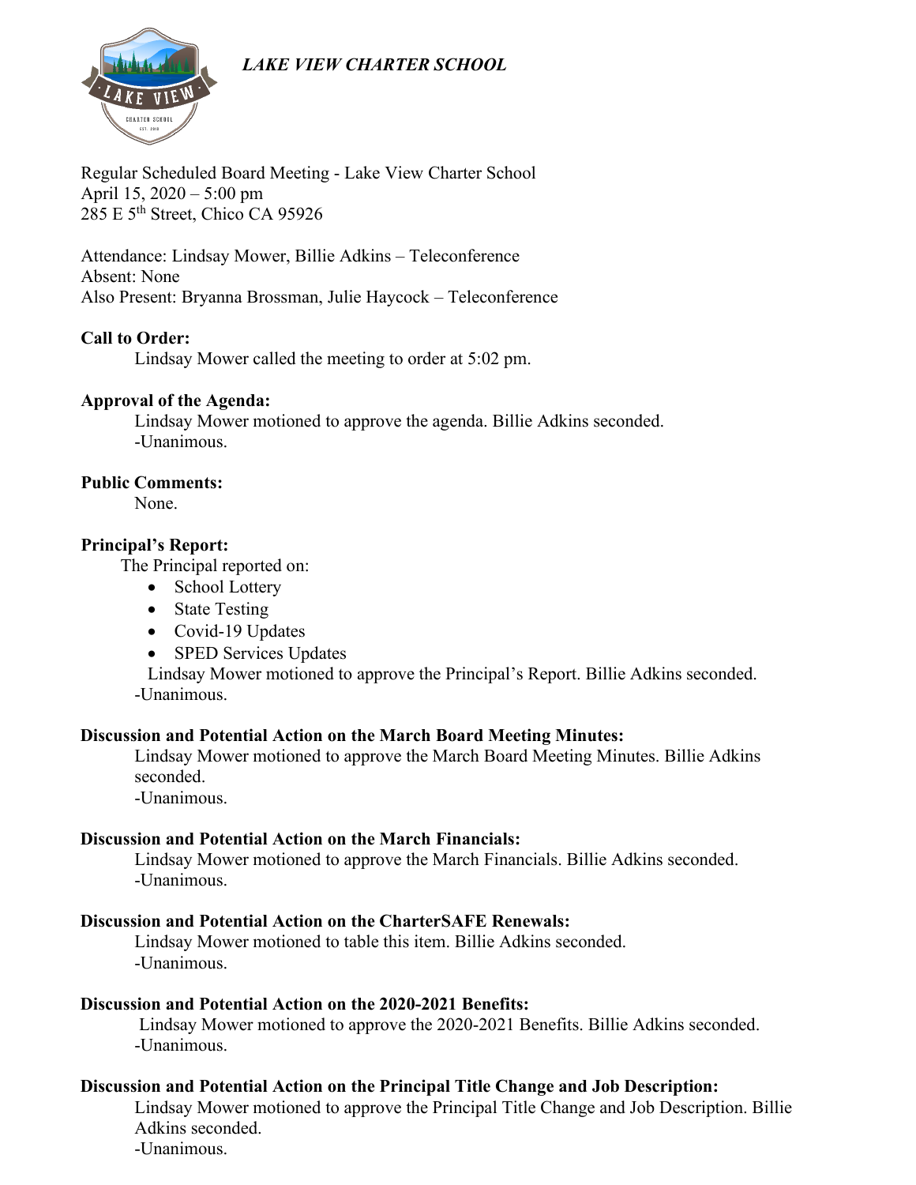*LAKE VIEW CHARTER SCHOOL*

Regular Scheduled Board Meeting - Lake View Charter School
April 15, 2020 – 5:00 pm
285 E 5th Street, Chico CA 95926

Attendance: Lindsay Mower, Billie Adkins – Teleconference
Absent: None
Also Present: Bryanna Brossman, Julie Haycock – Teleconference

**Call to Order:**

Lindsay Mower called the meeting to order at 5:02 pm.

**Approval of the Agenda:**

Lindsay Mower motioned to approve the agenda. Billie Adkins seconded.
-Unanimous.

**Public Comments:**

None.

**Principal's Report:**

The Principal reported on:

- School Lottery
- State Testing
- Covid-19 Updates
- SPED Services Updates

Lindsay Mower motioned to approve the Principal's Report. Billie Adkins seconded.
-Unanimous.

**Discussion and Potential Action on the March Board Meeting Minutes:**

Lindsay Mower motioned to approve the March Board Meeting Minutes. Billie Adkins seconded.
-Unanimous.

**Discussion and Potential Action on the March Financials:**

Lindsay Mower motioned to approve the March Financials. Billie Adkins seconded.
-Unanimous.

**Discussion and Potential Action on the CharterSAFE Renewals:**

Lindsay Mower motioned to table this item. Billie Adkins seconded.
-Unanimous.

**Discussion and Potential Action on the 2020-2021 Benefits:**

Lindsay Mower motioned to approve the 2020-2021 Benefits. Billie Adkins seconded.
-Unanimous.

**Discussion and Potential Action on the Principal Title Change and Job Description:**

Lindsay Mower motioned to approve the Principal Title Change and Job Description. Billie Adkins seconded.
-Unanimous.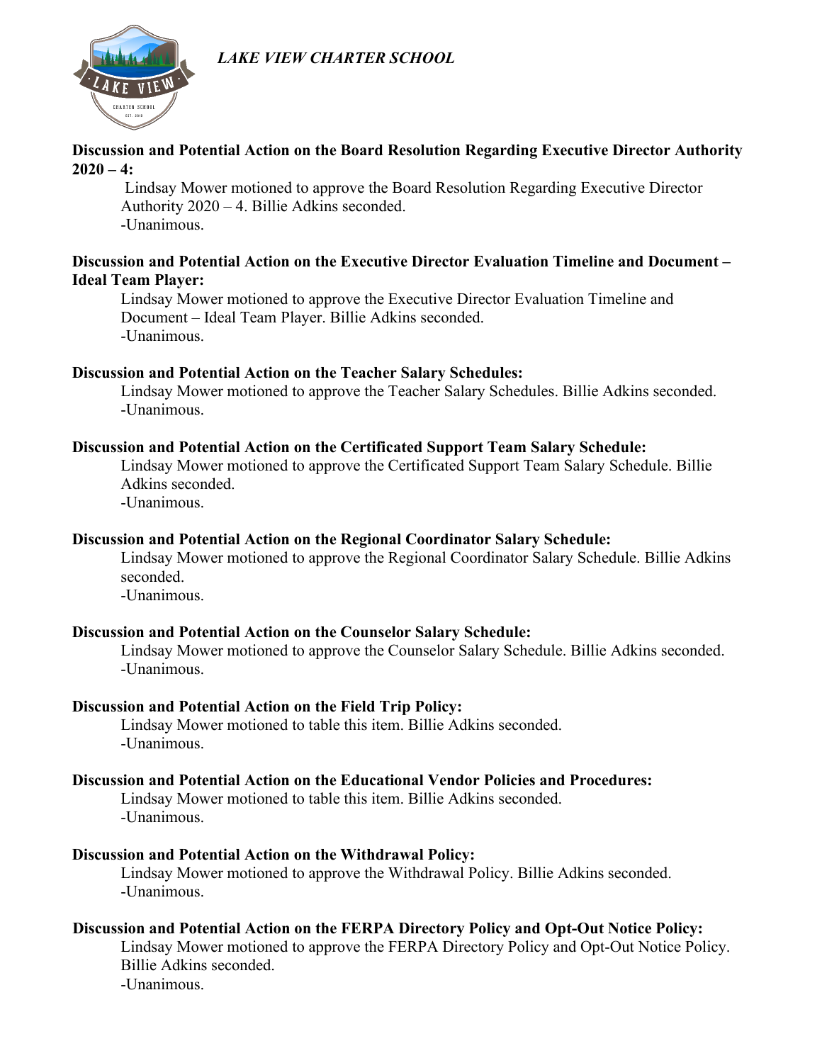**Discussion and Potential Action on the Board Resolution Regarding Executive Director Authority 2020 – 4:**

Lindsay Mower motioned to approve the Board Resolution Regarding Executive Director Authority 2020 – 4. Billie Adkins seconded.
-Unanimous.

**Discussion and Potential Action on the Executive Director Evaluation Timeline and Document – Ideal Team Player:**

Lindsay Mower motioned to approve the Executive Director Evaluation Timeline and Document – Ideal Team Player. Billie Adkins seconded.
-Unanimous.

**Discussion and Potential Action on the Teacher Salary Schedules:**

Lindsay Mower motioned to approve the Teacher Salary Schedules. Billie Adkins seconded.
-Unanimous.

**Discussion and Potential Action on the Certificated Support Team Salary Schedule:**

Lindsay Mower motioned to approve the Certificated Support Team Salary Schedule. Billie Adkins seconded.
-Unanimous.

**Discussion and Potential Action on the Regional Coordinator Salary Schedule:**

Lindsay Mower motioned to approve the Regional Coordinator Salary Schedule. Billie Adkins seconded.
-Unanimous.

**Discussion and Potential Action on the Counselor Salary Schedule:**

Lindsay Mower motioned to approve the Counselor Salary Schedule. Billie Adkins seconded.
-Unanimous.

**Discussion and Potential Action on the Field Trip Policy:**

Lindsay Mower motioned to table this item. Billie Adkins seconded.
-Unanimous.

**Discussion and Potential Action on the Educational Vendor Policies and Procedures:**

Lindsay Mower motioned to table this item. Billie Adkins seconded.
-Unanimous.

**Discussion and Potential Action on the Withdrawal Policy:**

Lindsay Mower motioned to approve the Withdrawal Policy. Billie Adkins seconded.
-Unanimous.

**Discussion and Potential Action on the FERPA Directory Policy and Opt-Out Notice Policy:**

Lindsay Mower motioned to approve the FERPA Directory Policy and Opt-Out Notice Policy. Billie Adkins seconded.
-Unanimous.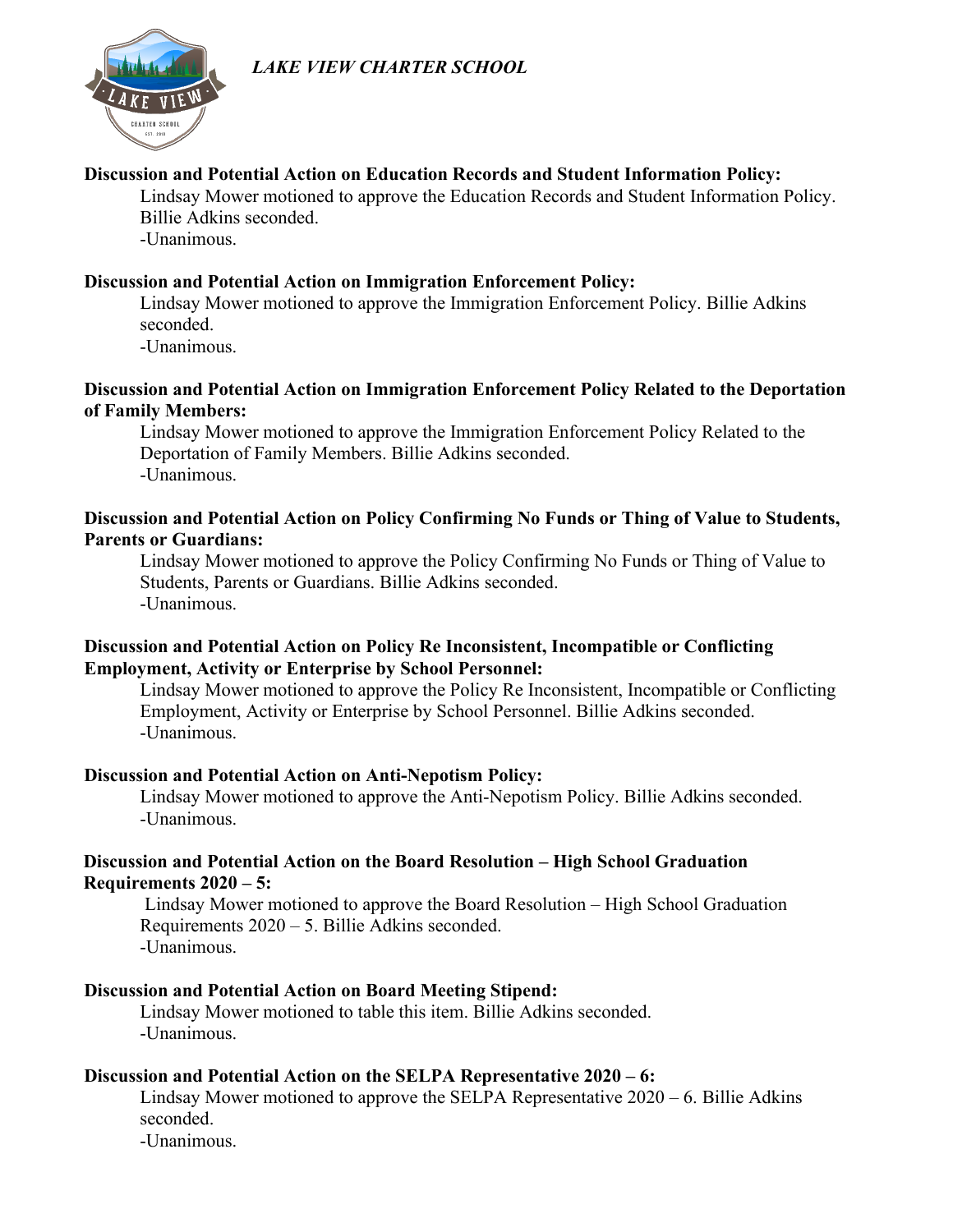**Discussion and Potential Action on Education Records and Student Information Policy:**

Lindsay Mower motioned to approve the Education Records and Student Information Policy. Billie Adkins seconded.
-Unanimous.

**Discussion and Potential Action on Immigration Enforcement Policy:**

Lindsay Mower motioned to approve the Immigration Enforcement Policy. Billie Adkins seconded.
-Unanimous.

**Discussion and Potential Action on Immigration Enforcement Policy Related to the Deportation of Family Members:**

Lindsay Mower motioned to approve the Immigration Enforcement Policy Related to the Deportation of Family Members. Billie Adkins seconded.
-Unanimous.

**Discussion and Potential Action on Policy Confirming No Funds or Thing of Value to Students, Parents or Guardians:**

Lindsay Mower motioned to approve the Policy Confirming No Funds or Thing of Value to Students, Parents or Guardians. Billie Adkins seconded.
-Unanimous.

**Discussion and Potential Action on Policy Re Inconsistent, Incompatible or Conflicting Employment, Activity or Enterprise by School Personnel:**

Lindsay Mower motioned to approve the Policy Re Inconsistent, Incompatible or Conflicting Employment, Activity or Enterprise by School Personnel. Billie Adkins seconded.
-Unanimous.

**Discussion and Potential Action on Anti-Nepotism Policy:**

Lindsay Mower motioned to approve the Anti-Nepotism Policy. Billie Adkins seconded.
-Unanimous.

**Discussion and Potential Action on the Board Resolution – High School Graduation Requirements 2020 – 5:**

Lindsay Mower motioned to approve the Board Resolution – High School Graduation Requirements 2020 – 5. Billie Adkins seconded.
-Unanimous.

**Discussion and Potential Action on Board Meeting Stipend:**

Lindsay Mower motioned to table this item. Billie Adkins seconded.
-Unanimous.

**Discussion and Potential Action on the SELPA Representative 2020 – 6:**

Lindsay Mower motioned to approve the SELPA Representative 2020 – 6. Billie Adkins seconded.
-Unanimous.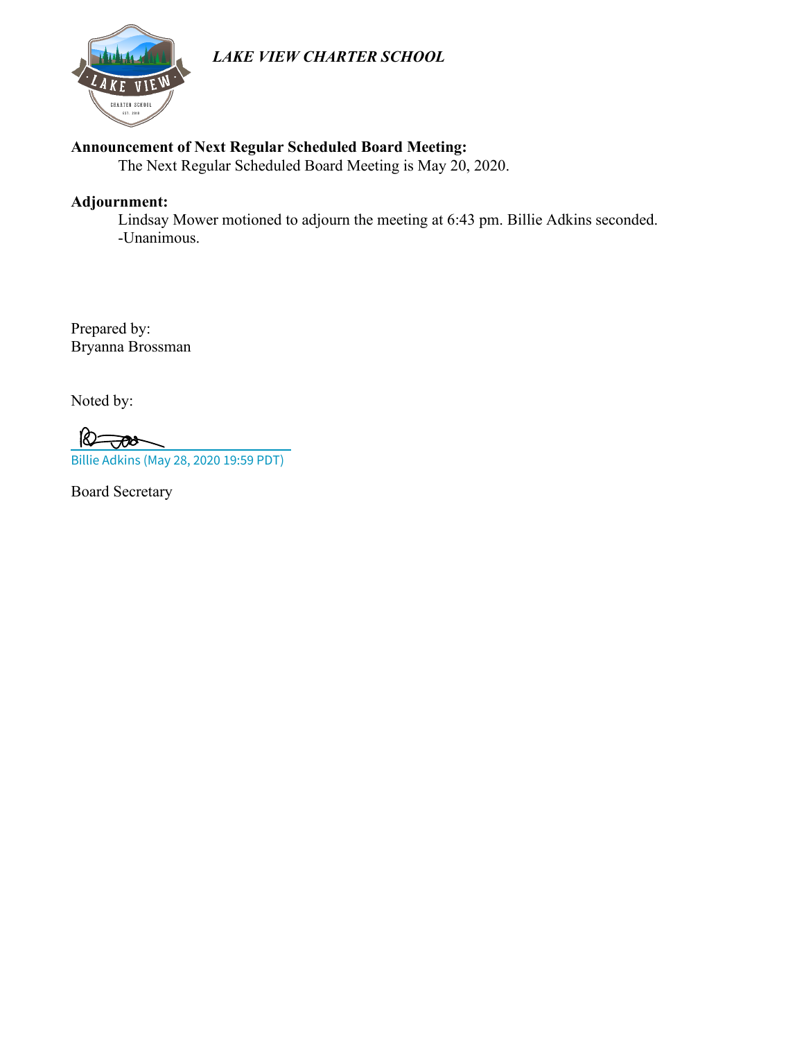*LAKE VIEW CHARTER SCHOOL*

**Announcement of Next Regular Scheduled Board Meeting:**

The Next Regular Scheduled Board Meeting is May 20, 2020.

**Adjournment:**

Lindsay Mower motioned to adjourn the meeting at 6:43 pm. Billie Adkins seconded.
-Unanimous.

Prepared by:
Bryanna Brossman

Noted by:

Billie Adkins (May 28, 2020 19:59 PDT)

Board Secretary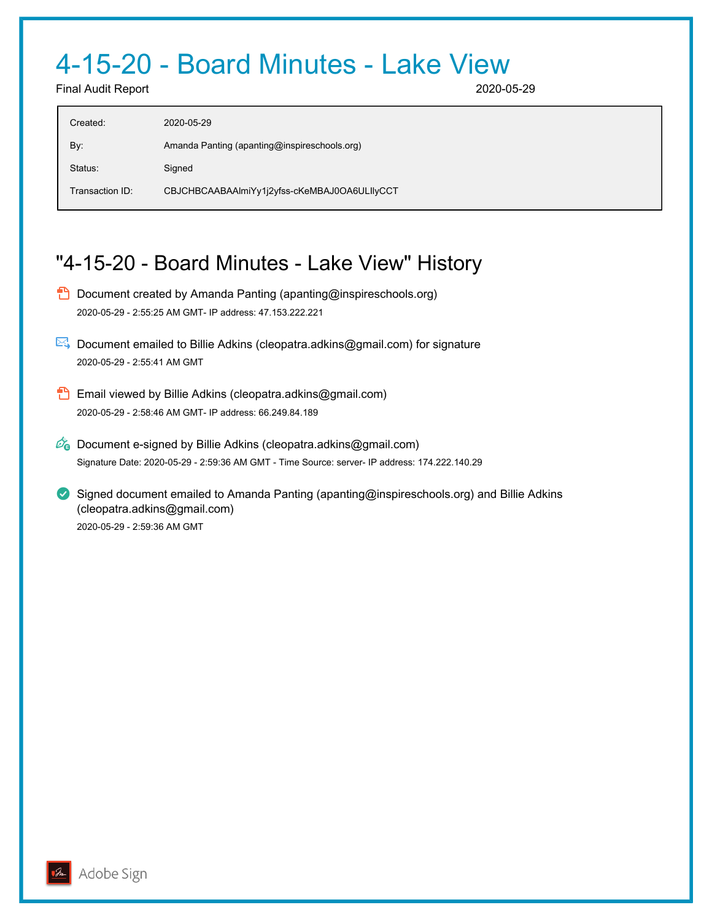# 4-15-20 - Board Minutes - Lake View

Final Audit Report 2020-05-29

| | |
|---|---|
| Created: | 2020-05-29 |
| By: | Amanda Panting (apanting@inspireschools.org) |
| Status: | Signed |
| Transaction ID: | CBJCHBCAABAAlmiYy1j2yfss-cKeMBAJ0OA6ULIlyCCT |

## "4-15-20 - Board Minutes - Lake View" History

- Document created by Amanda Panting (apanting@inspireschools.org)
  2020-05-29 - 2:55:25 AM GMT- IP address: 47.153.222.221

- Document emailed to Billie Adkins (cleopatra.adkins@gmail.com) for signature
  2020-05-29 - 2:55:41 AM GMT

- Email viewed by Billie Adkins (cleopatra.adkins@gmail.com)
  2020-05-29 - 2:58:46 AM GMT- IP address: 66.249.84.189

- Document e-signed by Billie Adkins (cleopatra.adkins@gmail.com)
  Signature Date: 2020-05-29 - 2:59:36 AM GMT - Time Source: server- IP address: 174.222.140.29

- Signed document emailed to Amanda Panting (apanting@inspireschools.org) and Billie Adkins (cleopatra.adkins@gmail.com)
  2020-05-29 - 2:59:36 AM GMT

Adobe Sign